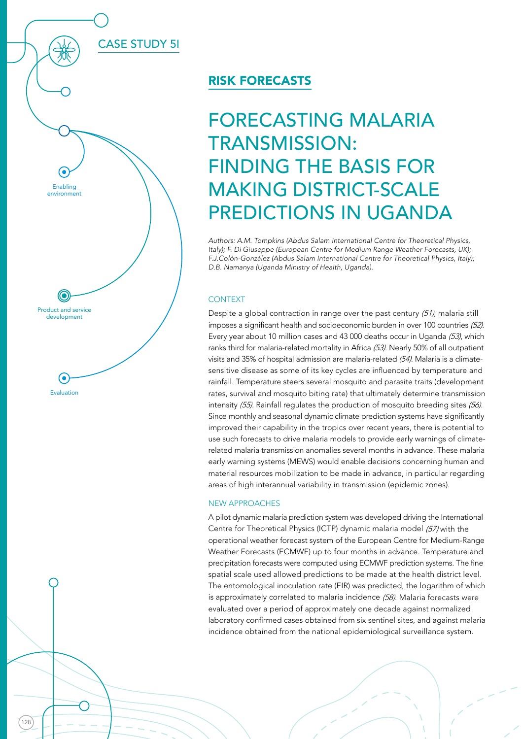CASE STUDY 5I

Enabling environment

Product and service development

Evaluation

## RISK FORECASTS

# FORECASTING MALARIA TRANSMISSION: FINDING THE BASIS FOR MAKING DISTRICT-SCALE PREDICTIONS IN UGANDA

*Authors: A.M. Tompkins (Abdus Salam International Centre for Theoretical Physics, Italy); F. Di Giuseppe (European Centre for Medium Range Weather Forecasts, UK); F.J.Colón-González (Abdus Salam International Centre for Theoretical Physics, Italy); D.B. Namanya (Uganda Ministry of Health, Uganda).*

### CONTEXT

Despite a global contraction in range over the past century *(51)*, malaria still imposes a significant health and socioeconomic burden in over 100 countries *(52)*. Every year about 10 million cases and 43 000 deaths occur in Uganda *(53)*, which ranks third for malaria-related mortality in Africa *(53)*. Nearly 50% of all outpatient visits and 35% of hospital admission are malaria-related *(54)*. Malaria is a climate-sensitive disease as some of its key cycles are influenced by temperature and rainfall. Temperature steers several mosquito and parasite traits (development rates, survival and mosquito biting rate) that ultimately determine transmission intensity *(55)*. Rainfall regulates the production of mosquito breeding sites *(56)*. Since monthly and seasonal dynamic climate prediction systems have significantly improved their capability in the tropics over recent years, there is potential to use such forecasts to drive malaria models to provide early warnings of climate-related malaria transmission anomalies several months in advance. These malaria early warning systems (MEWS) would enable decisions concerning human and material resources mobilization to be made in advance, in particular regarding areas of high interannual variability in transmission (epidemic zones).

### NEW APPROACHES

A pilot dynamic malaria prediction system was developed driving the International Centre for Theoretical Physics (ICTP) dynamic malaria model *(57)* with the operational weather forecast system of the European Centre for Medium-Range Weather Forecasts (ECMWF) up to four months in advance. Temperature and precipitation forecasts were computed using ECMWF prediction systems. The fine spatial scale used allowed predictions to be made at the health district level. The entomological inoculation rate (EIR) was predicted, the logarithm of which is approximately correlated to malaria incidence *(58)*. Malaria forecasts were evaluated over a period of approximately one decade against normalized laboratory confirmed cases obtained from six sentinel sites, and against malaria incidence obtained from the national epidemiological surveillance system.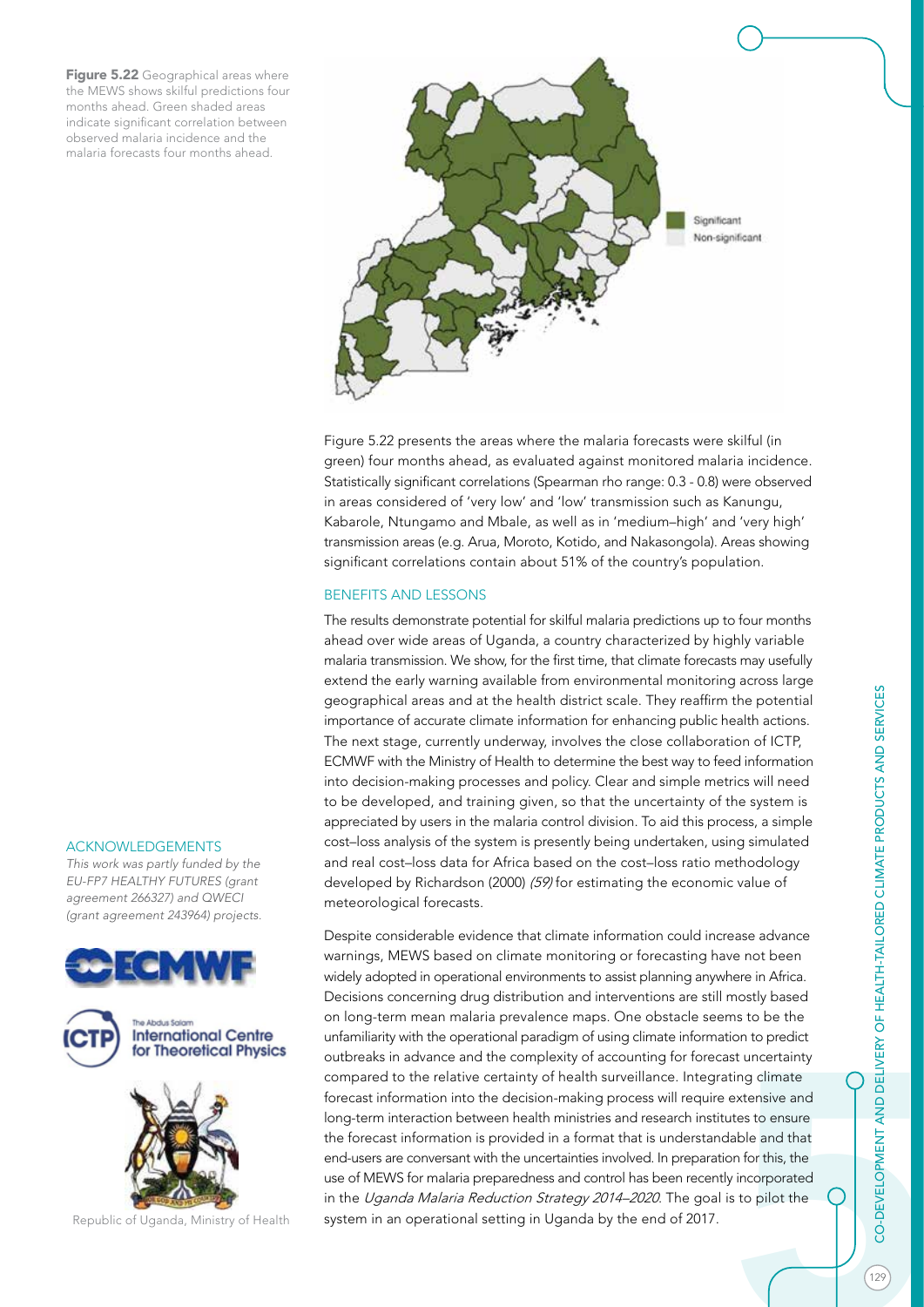**Figure 5.22** Geographical areas where the MEWS shows skilful predictions four months ahead. Green shaded areas indicate significant correlation between observed malaria incidence and the malaria forecasts four months ahead.

Significant
Non-significant

Figure 5.22 presents the areas where the malaria forecasts were skilful (in green) four months ahead, as evaluated against monitored malaria incidence. Statistically significant correlations (Spearman rho range: 0.3 - 0.8) were observed in areas considered of 'very low' and 'low' transmission such as Kanungu, Kabarole, Ntungamo and Mbale, as well as in 'medium–high' and 'very high' transmission areas (e.g. Arua, Moroto, Kotido, and Nakasongola). Areas showing significant correlations contain about 51% of the country's population.

## BENEFITS AND LESSONS

The results demonstrate potential for skilful malaria predictions up to four months ahead over wide areas of Uganda, a country characterized by highly variable malaria transmission. We show, for the first time, that climate forecasts may usefully extend the early warning available from environmental monitoring across large geographical areas and at the health district scale. They reaffirm the potential importance of accurate climate information for enhancing public health actions. The next stage, currently underway, involves the close collaboration of ICTP, ECMWF with the Ministry of Health to determine the best way to feed information into decision-making processes and policy. Clear and simple metrics will need to be developed, and training given, so that the uncertainty of the system is appreciated by users in the malaria control division. To aid this process, a simple cost–loss analysis of the system is presently being undertaken, using simulated and real cost–loss data for Africa based on the cost–loss ratio methodology developed by Richardson (2000) *(59)* for estimating the economic value of meteorological forecasts.

Despite considerable evidence that climate information could increase advance warnings, MEWS based on climate monitoring or forecasting have not been widely adopted in operational environments to assist planning anywhere in Africa. Decisions concerning drug distribution and interventions are still mostly based on long-term mean malaria prevalence maps. One obstacle seems to be the unfamiliarity with the operational paradigm of using climate information to predict outbreaks in advance and the complexity of accounting for forecast uncertainty compared to the relative certainty of health surveillance. Integrating climate forecast information into the decision-making process will require extensive and long-term interaction between health ministries and research institutes to ensure the forecast information is provided in a format that is understandable and that end-users are conversant with the uncertainties involved. In preparation for this, the use of MEWS for malaria preparedness and control has been recently incorporated in the *Uganda Malaria Reduction Strategy 2014–2020*. The goal is to pilot the system in an operational setting in Uganda by the end of 2017.

## ACKNOWLEDGEMENTS

*This work was partly funded by the EU-FP7 HEALTHY FUTURES (grant agreement 266327) and QWECI (grant agreement 243964) projects.*

ECMWF

The Abdus Salam International Centre for Theoretical Physics

Republic of Uganda, Ministry of Health